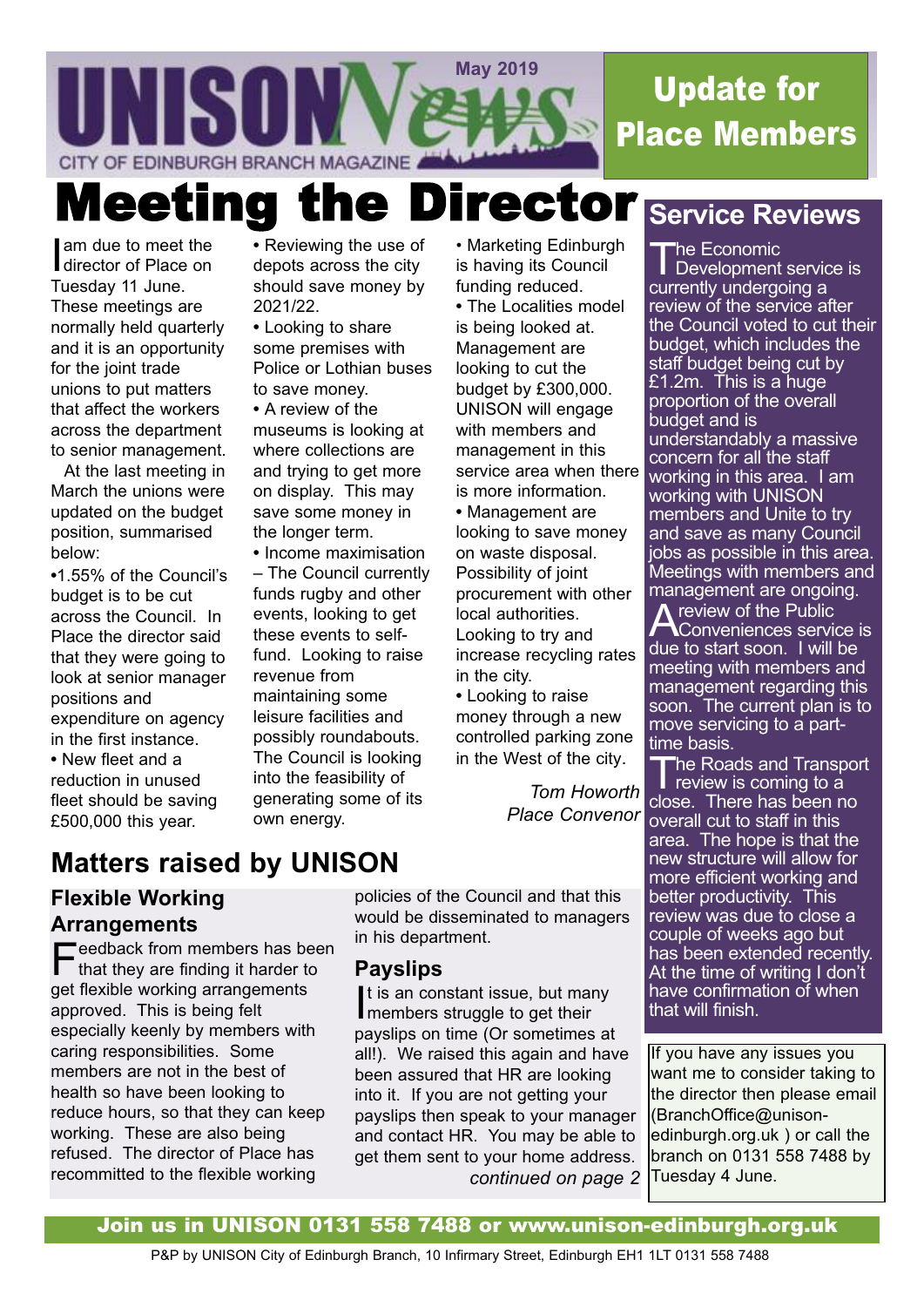# UNISON News

May 2019

CITY OF EDINBURGH BRANCH MAGAZINE

**Update for Place Members**

# Meeting the Director

I am due to meet the director of Place on Tuesday 11 June. These meetings are normally held quarterly and it is an opportunity for the joint trade unions to put matters that affect the workers across the department to senior management.

At the last meeting in March the unions were updated on the budget position, summarised below:

- 1.55% of the Council's budget is to be cut across the Council. In Place the director said that they were going to look at senior manager positions and expenditure on agency in the first instance.
- New fleet and a reduction in unused fleet should be saving £500,000 this year.
- Reviewing the use of depots across the city should save money by 2021/22.
- Looking to share some premises with Police or Lothian buses to save money.
- A review of the museums is looking at where collections are and trying to get more on display. This may save some money in the longer term.
- Income maximisation – The Council currently funds rugby and other events, looking to get these events to self-fund. Looking to raise revenue from maintaining some leisure facilities and possibly roundabouts. The Council is looking into the feasibility of generating some of its own energy.
- Marketing Edinburgh is having its Council funding reduced.
- The Localities model is being looked at. Management are looking to cut the budget by £300,000. UNISON will engage with members and management in this service area when there is more information.
- Management are looking to save money on waste disposal. Possibility of joint procurement with other local authorities. Looking to try and increase recycling rates in the city.
- Looking to raise money through a new controlled parking zone in the West of the city.

*Tom Howorth*
*Place Convenor*

## Matters raised by UNISON

### Flexible Working Arrangements

Feedback from members has been that they are finding it harder to get flexible working arrangements approved. This is being felt especially keenly by members with caring responsibilities. Some members are not in the best of health so have been looking to reduce hours, so that they can keep working. These are also being refused. The director of Place has recommitted to the flexible working policies of the Council and that this would be disseminated to managers in his department.

### Payslips

It is an constant issue, but many members struggle to get their payslips on time (Or sometimes at all!). We raised this again and have been assured that HR are looking into it. If you are not getting your payslips then speak to your manager and contact HR. You may be able to get them sent to your home address.

*continued on page 2*

## Service Reviews

The Economic Development service is currently undergoing a review of the service after the Council voted to cut their budget, which includes the staff budget being cut by £1.2m. This is a huge proportion of the overall budget and is understandably a massive concern for all the staff working in this area. I am working with UNISON members and Unite to try and save as many Council jobs as possible in this area. Meetings with members and management are ongoing.

A review of the Public Conveniences service is due to start soon. I will be meeting with members and management regarding this soon. The current plan is to move servicing to a part-time basis.

The Roads and Transport review is coming to a close. There has been no overall cut to staff in this area. The hope is that the new structure will allow for more efficient working and better productivity. This review was due to close a couple of weeks ago but has been extended recently. At the time of writing I don't have confirmation of when that will finish.

If you have any issues you want me to consider taking to the director then please email (BranchOffice@unison-edinburgh.org.uk ) or call the branch on 0131 558 7488 by Tuesday 4 June.

**Join us in UNISON 0131 558 7488 or www.unison-edinburgh.org.uk**

P&P by UNISON City of Edinburgh Branch, 10 Infirmary Street, Edinburgh EH1 1LT 0131 558 7488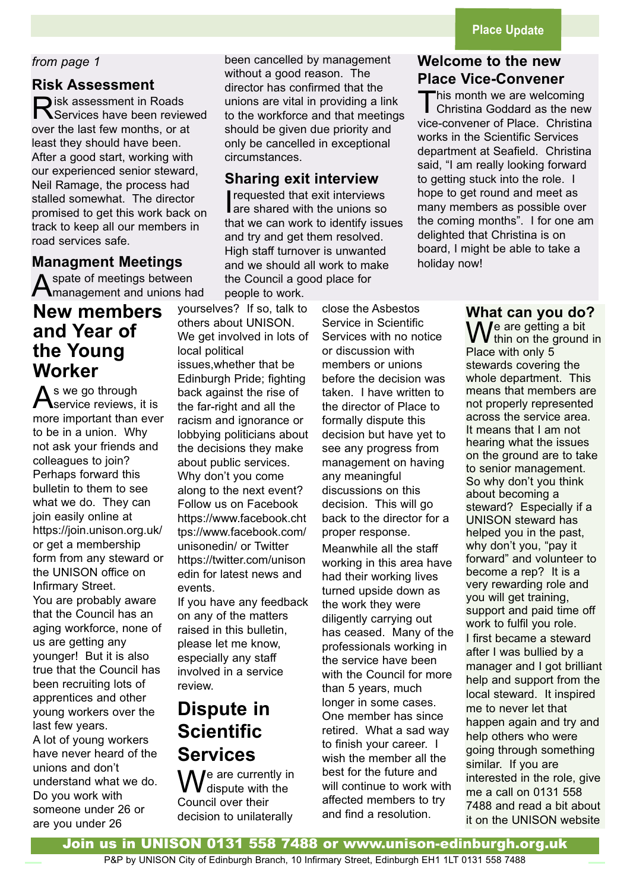*from page 1*

## Risk Assessment

Risk assessment in Roads Services have been reviewed over the last few months, or at least they should have been. After a good start, working with our experienced senior steward, Neil Ramage, the process had stalled somewhat. The director promised to get this work back on track to keep all our members in road services safe.

## Managment Meetings

A spate of meetings between management and unions had been cancelled by management without a good reason. The director has confirmed that the unions are vital in providing a link to the workforce and that meetings should be given due priority and only be cancelled in exceptional circumstances.

## Sharing exit interview

I requested that exit interviews are shared with the unions so that we can work to identify issues and try and get them resolved. High staff turnover is unwanted and we should all work to make the Council a good place for people to work.

## Welcome to the new Place Vice-Convener

This month we are welcoming Christina Goddard as the new vice-convener of Place. Christina works in the Scientific Services department at Seafield. Christina said, "I am really looking forward to getting stuck into the role. I hope to get round and meet as many members as possible over the coming months". I for one am delighted that Christina is on board, I might be able to take a holiday now!

# New members and Year of the Young Worker

As we go through service reviews, it is more important than ever to be in a union. Why not ask your friends and colleagues to join? Perhaps forward this bulletin to them to see what we do. They can join easily online at https://join.unison.org.uk/ or get a membership form from any steward or the UNISON office on Infirmary Street.

You are probably aware that the Council has an aging workforce, none of us are getting any younger! But it is also true that the Council has been recruiting lots of apprentices and other young workers over the last few years.

A lot of young workers have never heard of the unions and don't understand what we do. Do you work with someone under 26 or are you under 26 yourselves? If so, talk to others about UNISON. We get involved in lots of local political issues,whether that be Edinburgh Pride; fighting back against the rise of the far-right and all the racism and ignorance or lobbying politicians about the decisions they make about public services. Why don't you come along to the next event? Follow us on Facebook https://www.facebook.chttps://www.facebook.com/unisonedin/ or Twitter https://twitter.com/unisonedin for latest news and events.

If you have any feedback on any of the matters raised in this bulletin, please let me know, especially any staff involved in a service review.

# Dispute in Scientific Services

We are currently in dispute with the Council over their decision to unilaterally close the Asbestos Service in Scientific Services with no notice or discussion with members or unions before the decision was taken. I have written to the director of Place to formally dispute this decision but have yet to see any progress from management on having any meaningful discussions on this decision. This will go back to the director for a proper response.

Meanwhile all the staff working in this area have had their working lives turned upside down as the work they were diligently carrying out has ceased. Many of the professionals working in the service have been with the Council for more than 5 years, much longer in some cases. One member has since retired. What a sad way to finish your career. I wish the member all the best for the future and will continue to work with affected members to try and find a resolution.

## What can you do?

We are getting a bit thin on the ground in Place with only 5 stewards covering the whole department. This means that members are not properly represented across the service area. It means that I am not hearing what the issues on the ground are to take to senior management. So why don't you think about becoming a steward? Especially if a UNISON steward has helped you in the past, why don't you, "pay it forward" and volunteer to become a rep? It is a very rewarding role and you will get training, support and paid time off work to fulfil you role.

I first became a steward after I was bullied by a manager and I got brilliant help and support from the local steward. It inspired me to never let that happen again and try and help others who were going through something similar. If you are interested in the role, give me a call on 0131 558 7488 and read a bit about it on the UNISON website

**Join us in UNISON 0131 558 7488 or www.unison-edinburgh.org.uk**

P&P by UNISON City of Edinburgh Branch, 10 Infirmary Street, Edinburgh EH1 1LT 0131 558 7488